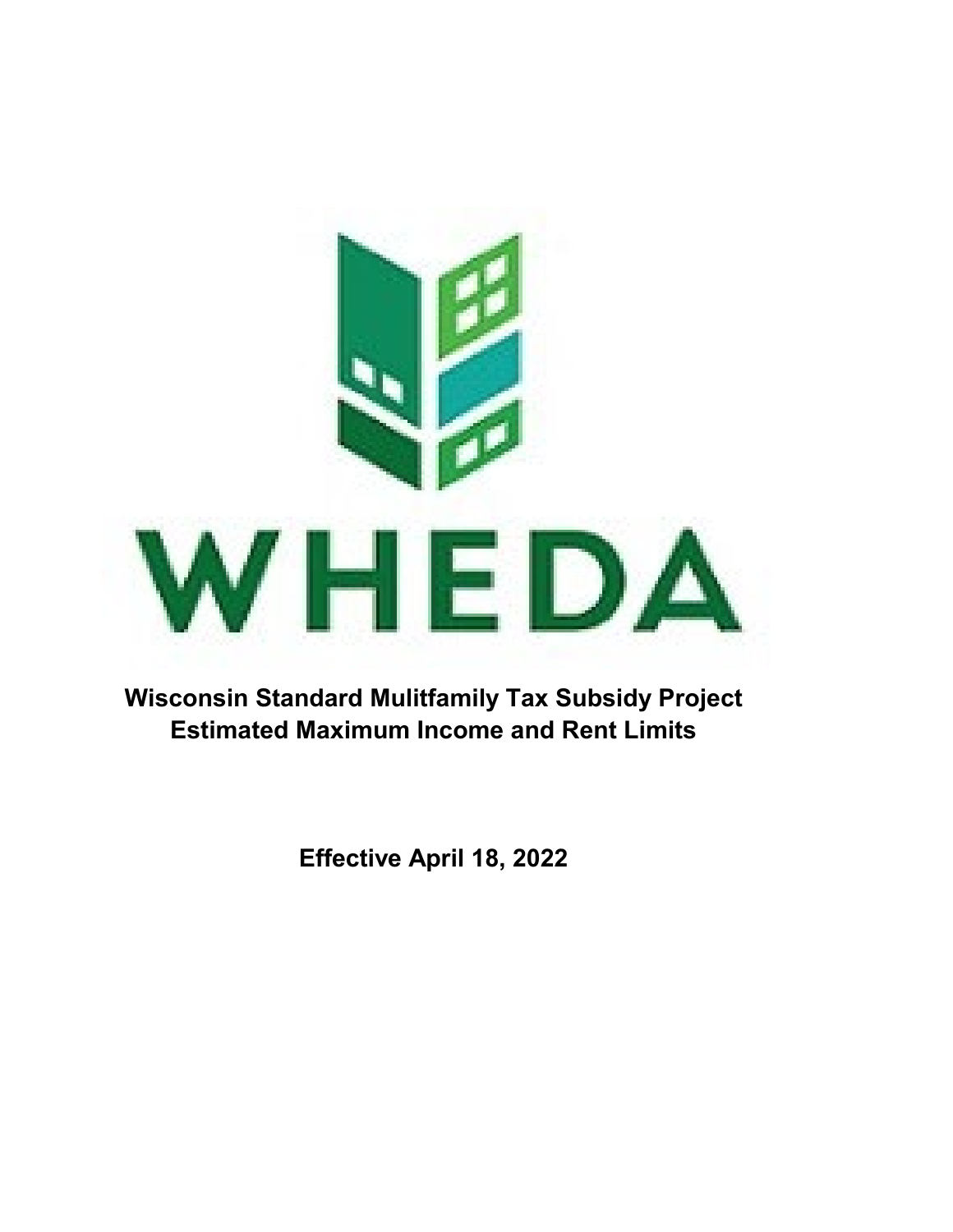WHEDA

**Wisconsin Standard Mulitfamily Tax Subsidy Project**
**Estimated Maximum Income and Rent Limits**

**Effective April 18, 2022**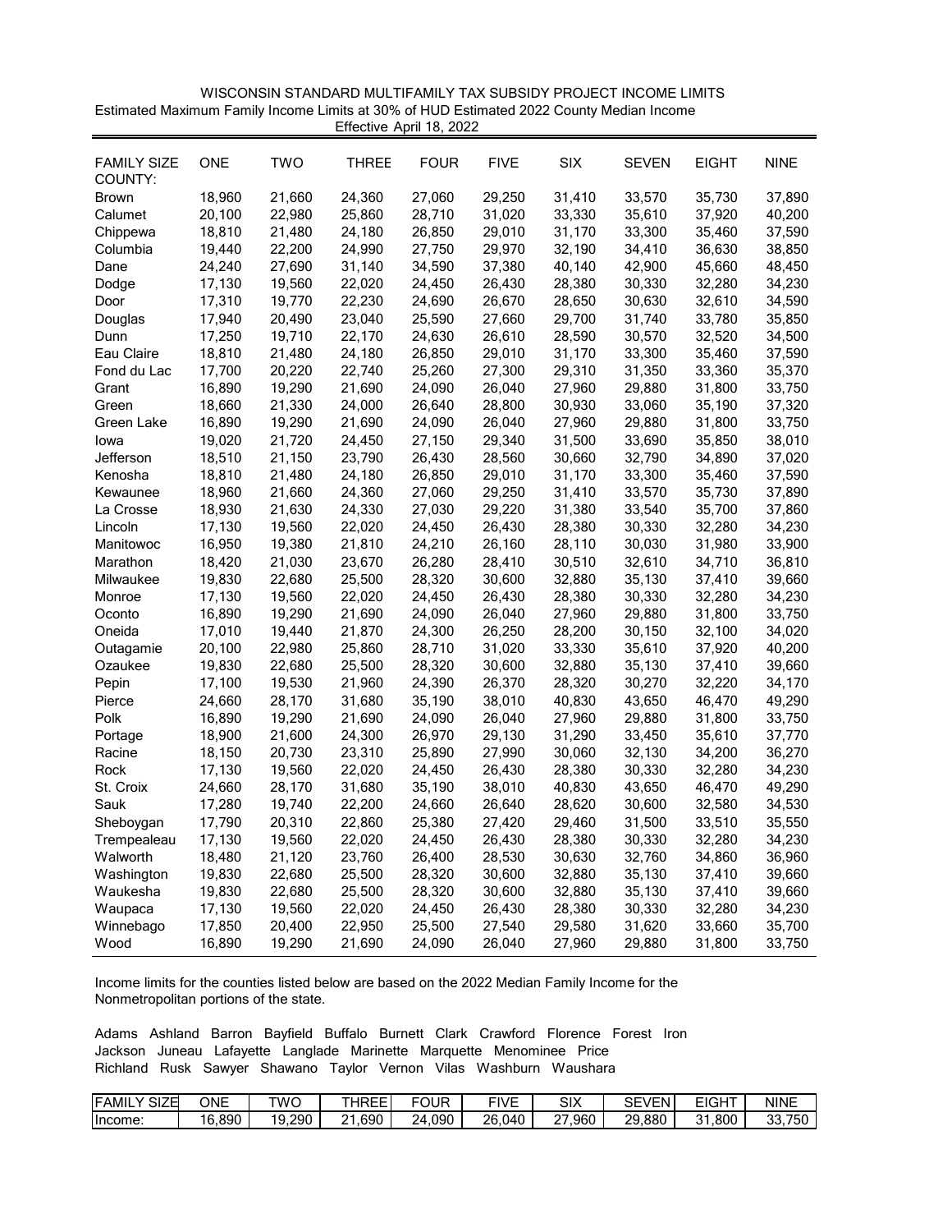WISCONSIN STANDARD MULTIFAMILY TAX SUBSIDY PROJECT INCOME LIMITS

Estimated Maximum Family Income Limits at 30% of HUD Estimated 2022 County Median Income

Effective April 18, 2022

| FAMILY SIZE COUNTY: | ONE | TWO | THREE | FOUR | FIVE | SIX | SEVEN | EIGHT | NINE |
|---|---|---|---|---|---|---|---|---|---|
| Brown | 18,960 | 21,660 | 24,360 | 27,060 | 29,250 | 31,410 | 33,570 | 35,730 | 37,890 |
| Calumet | 20,100 | 22,980 | 25,860 | 28,710 | 31,020 | 33,330 | 35,610 | 37,920 | 40,200 |
| Chippewa | 18,810 | 21,480 | 24,180 | 26,850 | 29,010 | 31,170 | 33,300 | 35,460 | 37,590 |
| Columbia | 19,440 | 22,200 | 24,990 | 27,750 | 29,970 | 32,190 | 34,410 | 36,630 | 38,850 |
| Dane | 24,240 | 27,690 | 31,140 | 34,590 | 37,380 | 40,140 | 42,900 | 45,660 | 48,450 |
| Dodge | 17,130 | 19,560 | 22,020 | 24,450 | 26,430 | 28,380 | 30,330 | 32,280 | 34,230 |
| Door | 17,310 | 19,770 | 22,230 | 24,690 | 26,670 | 28,650 | 30,630 | 32,610 | 34,590 |
| Douglas | 17,940 | 20,490 | 23,040 | 25,590 | 27,660 | 29,700 | 31,740 | 33,780 | 35,850 |
| Dunn | 17,250 | 19,710 | 22,170 | 24,630 | 26,610 | 28,590 | 30,570 | 32,520 | 34,500 |
| Eau Claire | 18,810 | 21,480 | 24,180 | 26,850 | 29,010 | 31,170 | 33,300 | 35,460 | 37,590 |
| Fond du Lac | 17,700 | 20,220 | 22,740 | 25,260 | 27,300 | 29,310 | 31,350 | 33,360 | 35,370 |
| Grant | 16,890 | 19,290 | 21,690 | 24,090 | 26,040 | 27,960 | 29,880 | 31,800 | 33,750 |
| Green | 18,660 | 21,330 | 24,000 | 26,640 | 28,800 | 30,930 | 33,060 | 35,190 | 37,320 |
| Green Lake | 16,890 | 19,290 | 21,690 | 24,090 | 26,040 | 27,960 | 29,880 | 31,800 | 33,750 |
| Iowa | 19,020 | 21,720 | 24,450 | 27,150 | 29,340 | 31,500 | 33,690 | 35,850 | 38,010 |
| Jefferson | 18,510 | 21,150 | 23,790 | 26,430 | 28,560 | 30,660 | 32,790 | 34,890 | 37,020 |
| Kenosha | 18,810 | 21,480 | 24,180 | 26,850 | 29,010 | 31,170 | 33,300 | 35,460 | 37,590 |
| Kewaunee | 18,960 | 21,660 | 24,360 | 27,060 | 29,250 | 31,410 | 33,570 | 35,730 | 37,890 |
| La Crosse | 18,930 | 21,630 | 24,330 | 27,030 | 29,220 | 31,380 | 33,540 | 35,700 | 37,860 |
| Lincoln | 17,130 | 19,560 | 22,020 | 24,450 | 26,430 | 28,380 | 30,330 | 32,280 | 34,230 |
| Manitowoc | 16,950 | 19,380 | 21,810 | 24,210 | 26,160 | 28,110 | 30,030 | 31,980 | 33,900 |
| Marathon | 18,420 | 21,030 | 23,670 | 26,280 | 28,410 | 30,510 | 32,610 | 34,710 | 36,810 |
| Milwaukee | 19,830 | 22,680 | 25,500 | 28,320 | 30,600 | 32,880 | 35,130 | 37,410 | 39,660 |
| Monroe | 17,130 | 19,560 | 22,020 | 24,450 | 26,430 | 28,380 | 30,330 | 32,280 | 34,230 |
| Oconto | 16,890 | 19,290 | 21,690 | 24,090 | 26,040 | 27,960 | 29,880 | 31,800 | 33,750 |
| Oneida | 17,010 | 19,440 | 21,870 | 24,300 | 26,250 | 28,200 | 30,150 | 32,100 | 34,020 |
| Outagamie | 20,100 | 22,980 | 25,860 | 28,710 | 31,020 | 33,330 | 35,610 | 37,920 | 40,200 |
| Ozaukee | 19,830 | 22,680 | 25,500 | 28,320 | 30,600 | 32,880 | 35,130 | 37,410 | 39,660 |
| Pepin | 17,100 | 19,530 | 21,960 | 24,390 | 26,370 | 28,320 | 30,270 | 32,220 | 34,170 |
| Pierce | 24,660 | 28,170 | 31,680 | 35,190 | 38,010 | 40,830 | 43,650 | 46,470 | 49,290 |
| Polk | 16,890 | 19,290 | 21,690 | 24,090 | 26,040 | 27,960 | 29,880 | 31,800 | 33,750 |
| Portage | 18,900 | 21,600 | 24,300 | 26,970 | 29,130 | 31,290 | 33,450 | 35,610 | 37,770 |
| Racine | 18,150 | 20,730 | 23,310 | 25,890 | 27,990 | 30,060 | 32,130 | 34,200 | 36,270 |
| Rock | 17,130 | 19,560 | 22,020 | 24,450 | 26,430 | 28,380 | 30,330 | 32,280 | 34,230 |
| St. Croix | 24,660 | 28,170 | 31,680 | 35,190 | 38,010 | 40,830 | 43,650 | 46,470 | 49,290 |
| Sauk | 17,280 | 19,740 | 22,200 | 24,660 | 26,640 | 28,620 | 30,600 | 32,580 | 34,530 |
| Sheboygan | 17,790 | 20,310 | 22,860 | 25,380 | 27,420 | 29,460 | 31,500 | 33,510 | 35,550 |
| Trempealeau | 17,130 | 19,560 | 22,020 | 24,450 | 26,430 | 28,380 | 30,330 | 32,280 | 34,230 |
| Walworth | 18,480 | 21,120 | 23,760 | 26,400 | 28,530 | 30,630 | 32,760 | 34,860 | 36,960 |
| Washington | 19,830 | 22,680 | 25,500 | 28,320 | 30,600 | 32,880 | 35,130 | 37,410 | 39,660 |
| Waukesha | 19,830 | 22,680 | 25,500 | 28,320 | 30,600 | 32,880 | 35,130 | 37,410 | 39,660 |
| Waupaca | 17,130 | 19,560 | 22,020 | 24,450 | 26,430 | 28,380 | 30,330 | 32,280 | 34,230 |
| Winnebago | 17,850 | 20,400 | 22,950 | 25,500 | 27,540 | 29,580 | 31,620 | 33,660 | 35,700 |
| Wood | 16,890 | 19,290 | 21,690 | 24,090 | 26,040 | 27,960 | 29,880 | 31,800 | 33,750 |

Income limits for the counties listed below are based on the 2022 Median Family Income for the Nonmetropolitan portions of the state.

Adams Ashland Barron Bayfield Buffalo Burnett Clark Crawford Florence Forest Iron Jackson Juneau Lafayette Langlade Marinette Marquette Menominee Price Richland Rusk Sawyer Shawano Taylor Vernon Vilas Washburn Waushara

| FAMILY SIZE | ONE | TWO | THREE | FOUR | FIVE | SIX | SEVEN | EIGHT | NINE |
|---|---|---|---|---|---|---|---|---|---|
| Income: | 16,890 | 19,290 | 21,690 | 24,090 | 26,040 | 27,960 | 29,880 | 31,800 | 33,750 |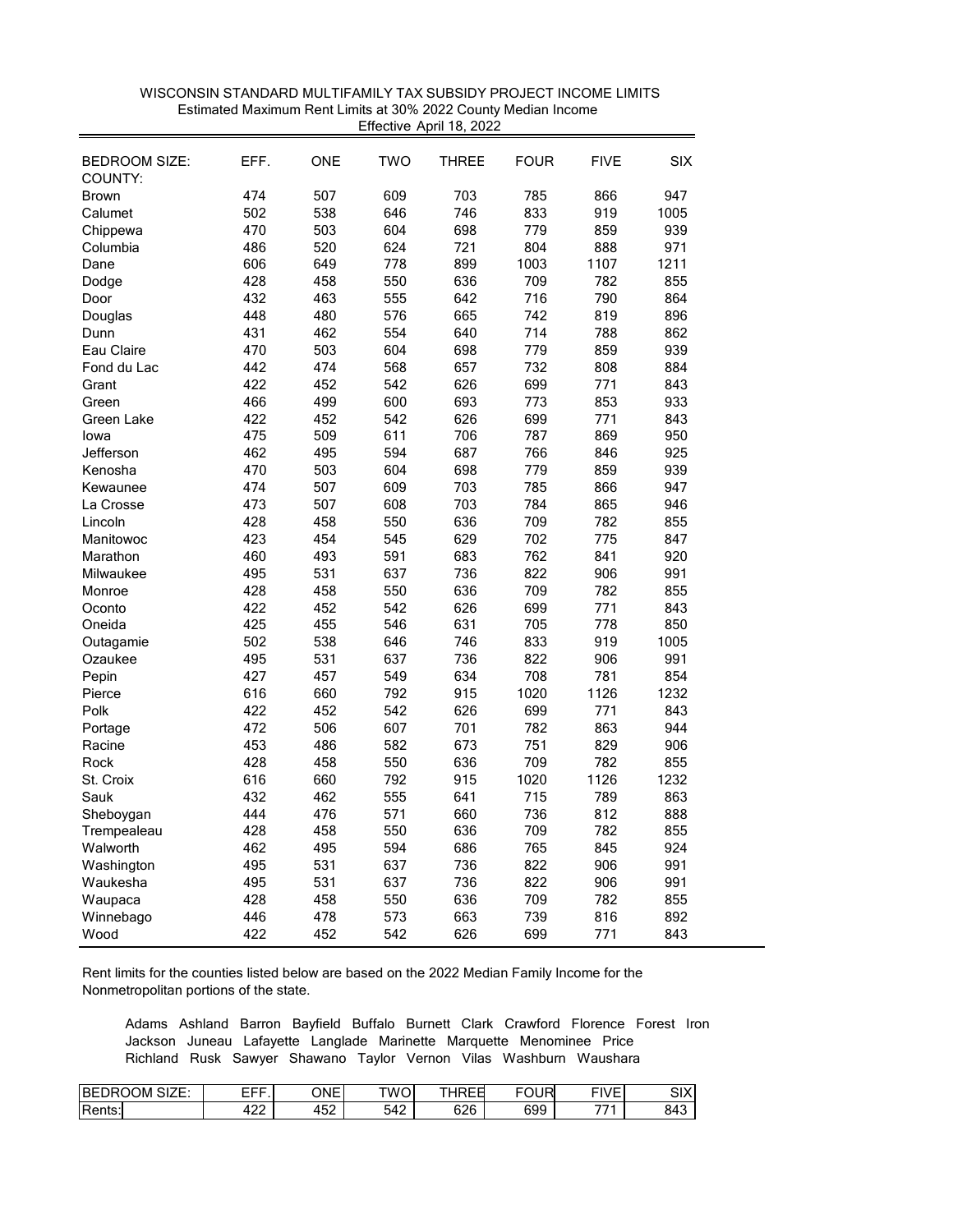WISCONSIN STANDARD MULTIFAMILY TAX SUBSIDY PROJECT INCOME LIMITS
Estimated Maximum Rent Limits at 30% 2022 County Median Income
Effective April 18, 2022

| BEDROOM SIZE: | EFF. | ONE | TWO | THREE | FOUR | FIVE | SIX |
|---|---|---|---|---|---|---|---|
| COUNTY: | | | | | | | |
| Brown | 474 | 507 | 609 | 703 | 785 | 866 | 947 |
| Calumet | 502 | 538 | 646 | 746 | 833 | 919 | 1005 |
| Chippewa | 470 | 503 | 604 | 698 | 779 | 859 | 939 |
| Columbia | 486 | 520 | 624 | 721 | 804 | 888 | 971 |
| Dane | 606 | 649 | 778 | 899 | 1003 | 1107 | 1211 |
| Dodge | 428 | 458 | 550 | 636 | 709 | 782 | 855 |
| Door | 432 | 463 | 555 | 642 | 716 | 790 | 864 |
| Douglas | 448 | 480 | 576 | 665 | 742 | 819 | 896 |
| Dunn | 431 | 462 | 554 | 640 | 714 | 788 | 862 |
| Eau Claire | 470 | 503 | 604 | 698 | 779 | 859 | 939 |
| Fond du Lac | 442 | 474 | 568 | 657 | 732 | 808 | 884 |
| Grant | 422 | 452 | 542 | 626 | 699 | 771 | 843 |
| Green | 466 | 499 | 600 | 693 | 773 | 853 | 933 |
| Green Lake | 422 | 452 | 542 | 626 | 699 | 771 | 843 |
| Iowa | 475 | 509 | 611 | 706 | 787 | 869 | 950 |
| Jefferson | 462 | 495 | 594 | 687 | 766 | 846 | 925 |
| Kenosha | 470 | 503 | 604 | 698 | 779 | 859 | 939 |
| Kewaunee | 474 | 507 | 609 | 703 | 785 | 866 | 947 |
| La Crosse | 473 | 507 | 608 | 703 | 784 | 865 | 946 |
| Lincoln | 428 | 458 | 550 | 636 | 709 | 782 | 855 |
| Manitowoc | 423 | 454 | 545 | 629 | 702 | 775 | 847 |
| Marathon | 460 | 493 | 591 | 683 | 762 | 841 | 920 |
| Milwaukee | 495 | 531 | 637 | 736 | 822 | 906 | 991 |
| Monroe | 428 | 458 | 550 | 636 | 709 | 782 | 855 |
| Oconto | 422 | 452 | 542 | 626 | 699 | 771 | 843 |
| Oneida | 425 | 455 | 546 | 631 | 705 | 778 | 850 |
| Outagamie | 502 | 538 | 646 | 746 | 833 | 919 | 1005 |
| Ozaukee | 495 | 531 | 637 | 736 | 822 | 906 | 991 |
| Pepin | 427 | 457 | 549 | 634 | 708 | 781 | 854 |
| Pierce | 616 | 660 | 792 | 915 | 1020 | 1126 | 1232 |
| Polk | 422 | 452 | 542 | 626 | 699 | 771 | 843 |
| Portage | 472 | 506 | 607 | 701 | 782 | 863 | 944 |
| Racine | 453 | 486 | 582 | 673 | 751 | 829 | 906 |
| Rock | 428 | 458 | 550 | 636 | 709 | 782 | 855 |
| St. Croix | 616 | 660 | 792 | 915 | 1020 | 1126 | 1232 |
| Sauk | 432 | 462 | 555 | 641 | 715 | 789 | 863 |
| Sheboygan | 444 | 476 | 571 | 660 | 736 | 812 | 888 |
| Trempealeau | 428 | 458 | 550 | 636 | 709 | 782 | 855 |
| Walworth | 462 | 495 | 594 | 686 | 765 | 845 | 924 |
| Washington | 495 | 531 | 637 | 736 | 822 | 906 | 991 |
| Waukesha | 495 | 531 | 637 | 736 | 822 | 906 | 991 |
| Waupaca | 428 | 458 | 550 | 636 | 709 | 782 | 855 |
| Winnebago | 446 | 478 | 573 | 663 | 739 | 816 | 892 |
| Wood | 422 | 452 | 542 | 626 | 699 | 771 | 843 |

Rent limits for the counties listed below are based on the 2022 Median Family Income for the Nonmetropolitan portions of the state.

Adams Ashland Barron Bayfield Buffalo Burnett Clark Crawford Florence Forest Iron Jackson Juneau Lafayette Langlade Marinette Marquette Menominee Price Richland Rusk Sawyer Shawano Taylor Vernon Vilas Washburn Waushara

| BEDROOM SIZE: | EFF. | ONE | TWO | THREE | FOUR | FIVE | SIX |
|---|---|---|---|---|---|---|---|
| Rents: | 422 | 452 | 542 | 626 | 699 | 771 | 843 |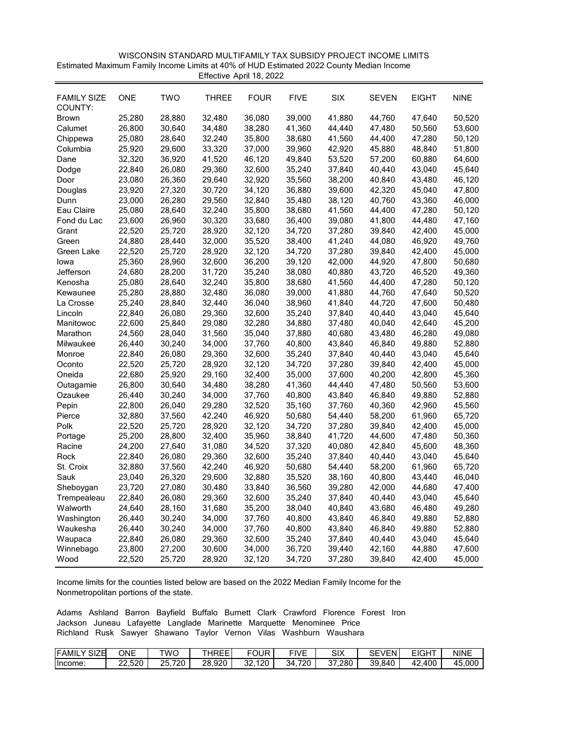WISCONSIN STANDARD MULTIFAMILY TAX SUBSIDY PROJECT INCOME LIMITS

Estimated Maximum Family Income Limits at 40% of HUD Estimated 2022 County Median Income

Effective April 18, 2022

| FAMILY SIZE<br>COUNTY: | ONE | TWO | THREE | FOUR | FIVE | SIX | SEVEN | EIGHT | NINE |
|---|---|---|---|---|---|---|---|---|---|
| Brown | 25,280 | 28,880 | 32,480 | 36,080 | 39,000 | 41,880 | 44,760 | 47,640 | 50,520 |
| Calumet | 26,800 | 30,640 | 34,480 | 38,280 | 41,360 | 44,440 | 47,480 | 50,560 | 53,600 |
| Chippewa | 25,080 | 28,640 | 32,240 | 35,800 | 38,680 | 41,560 | 44,400 | 47,280 | 50,120 |
| Columbia | 25,920 | 29,600 | 33,320 | 37,000 | 39,960 | 42,920 | 45,880 | 48,840 | 51,800 |
| Dane | 32,320 | 36,920 | 41,520 | 46,120 | 49,840 | 53,520 | 57,200 | 60,880 | 64,600 |
| Dodge | 22,840 | 26,080 | 29,360 | 32,600 | 35,240 | 37,840 | 40,440 | 43,040 | 45,640 |
| Door | 23,080 | 26,360 | 29,640 | 32,920 | 35,560 | 38,200 | 40,840 | 43,480 | 46,120 |
| Douglas | 23,920 | 27,320 | 30,720 | 34,120 | 36,880 | 39,600 | 42,320 | 45,040 | 47,800 |
| Dunn | 23,000 | 26,280 | 29,560 | 32,840 | 35,480 | 38,120 | 40,760 | 43,360 | 46,000 |
| Eau Claire | 25,080 | 28,640 | 32,240 | 35,800 | 38,680 | 41,560 | 44,400 | 47,280 | 50,120 |
| Fond du Lac | 23,600 | 26,960 | 30,320 | 33,680 | 36,400 | 39,080 | 41,800 | 44,480 | 47,160 |
| Grant | 22,520 | 25,720 | 28,920 | 32,120 | 34,720 | 37,280 | 39,840 | 42,400 | 45,000 |
| Green | 24,880 | 28,440 | 32,000 | 35,520 | 38,400 | 41,240 | 44,080 | 46,920 | 49,760 |
| Green Lake | 22,520 | 25,720 | 28,920 | 32,120 | 34,720 | 37,280 | 39,840 | 42,400 | 45,000 |
| Iowa | 25,360 | 28,960 | 32,600 | 36,200 | 39,120 | 42,000 | 44,920 | 47,800 | 50,680 |
| Jefferson | 24,680 | 28,200 | 31,720 | 35,240 | 38,080 | 40,880 | 43,720 | 46,520 | 49,360 |
| Kenosha | 25,080 | 28,640 | 32,240 | 35,800 | 38,680 | 41,560 | 44,400 | 47,280 | 50,120 |
| Kewaunee | 25,280 | 28,880 | 32,480 | 36,080 | 39,000 | 41,880 | 44,760 | 47,640 | 50,520 |
| La Crosse | 25,240 | 28,840 | 32,440 | 36,040 | 38,960 | 41,840 | 44,720 | 47,600 | 50,480 |
| Lincoln | 22,840 | 26,080 | 29,360 | 32,600 | 35,240 | 37,840 | 40,440 | 43,040 | 45,640 |
| Manitowoc | 22,600 | 25,840 | 29,080 | 32,280 | 34,880 | 37,480 | 40,040 | 42,640 | 45,200 |
| Marathon | 24,560 | 28,040 | 31,560 | 35,040 | 37,880 | 40,680 | 43,480 | 46,280 | 49,080 |
| Milwaukee | 26,440 | 30,240 | 34,000 | 37,760 | 40,800 | 43,840 | 46,840 | 49,880 | 52,880 |
| Monroe | 22,840 | 26,080 | 29,360 | 32,600 | 35,240 | 37,840 | 40,440 | 43,040 | 45,640 |
| Oconto | 22,520 | 25,720 | 28,920 | 32,120 | 34,720 | 37,280 | 39,840 | 42,400 | 45,000 |
| Oneida | 22,680 | 25,920 | 29,160 | 32,400 | 35,000 | 37,600 | 40,200 | 42,800 | 45,360 |
| Outagamie | 26,800 | 30,640 | 34,480 | 38,280 | 41,360 | 44,440 | 47,480 | 50,560 | 53,600 |
| Ozaukee | 26,440 | 30,240 | 34,000 | 37,760 | 40,800 | 43,840 | 46,840 | 49,880 | 52,880 |
| Pepin | 22,800 | 26,040 | 29,280 | 32,520 | 35,160 | 37,760 | 40,360 | 42,960 | 45,560 |
| Pierce | 32,880 | 37,560 | 42,240 | 46,920 | 50,680 | 54,440 | 58,200 | 61,960 | 65,720 |
| Polk | 22,520 | 25,720 | 28,920 | 32,120 | 34,720 | 37,280 | 39,840 | 42,400 | 45,000 |
| Portage | 25,200 | 28,800 | 32,400 | 35,960 | 38,840 | 41,720 | 44,600 | 47,480 | 50,360 |
| Racine | 24,200 | 27,640 | 31,080 | 34,520 | 37,320 | 40,080 | 42,840 | 45,600 | 48,360 |
| Rock | 22,840 | 26,080 | 29,360 | 32,600 | 35,240 | 37,840 | 40,440 | 43,040 | 45,640 |
| St. Croix | 32,880 | 37,560 | 42,240 | 46,920 | 50,680 | 54,440 | 58,200 | 61,960 | 65,720 |
| Sauk | 23,040 | 26,320 | 29,600 | 32,880 | 35,520 | 38,160 | 40,800 | 43,440 | 46,040 |
| Sheboygan | 23,720 | 27,080 | 30,480 | 33,840 | 36,560 | 39,280 | 42,000 | 44,680 | 47,400 |
| Trempealeau | 22,840 | 26,080 | 29,360 | 32,600 | 35,240 | 37,840 | 40,440 | 43,040 | 45,640 |
| Walworth | 24,640 | 28,160 | 31,680 | 35,200 | 38,040 | 40,840 | 43,680 | 46,480 | 49,280 |
| Washington | 26,440 | 30,240 | 34,000 | 37,760 | 40,800 | 43,840 | 46,840 | 49,880 | 52,880 |
| Waukesha | 26,440 | 30,240 | 34,000 | 37,760 | 40,800 | 43,840 | 46,840 | 49,880 | 52,880 |
| Waupaca | 22,840 | 26,080 | 29,360 | 32,600 | 35,240 | 37,840 | 40,440 | 43,040 | 45,640 |
| Winnebago | 23,800 | 27,200 | 30,600 | 34,000 | 36,720 | 39,440 | 42,160 | 44,880 | 47,600 |
| Wood | 22,520 | 25,720 | 28,920 | 32,120 | 34,720 | 37,280 | 39,840 | 42,400 | 45,000 |

Income limits for the counties listed below are based on the 2022 Median Family Income for the Nonmetropolitan portions of the state.

Adams Ashland Barron Bayfield Buffalo Burnett Clark Crawford Florence Forest Iron Jackson Juneau Lafayette Langlade Marinette Marquette Menominee Price Richland Rusk Sawyer Shawano Taylor Vernon Vilas Washburn Waushara

| FAMILY SIZE | ONE | TWO | THREE | FOUR | FIVE | SIX | SEVEN | EIGHT | NINE |
|---|---|---|---|---|---|---|---|---|---|
| Income: | 22,520 | 25,720 | 28,920 | 32,120 | 34,720 | 37,280 | 39,840 | 42,400 | 45,000 |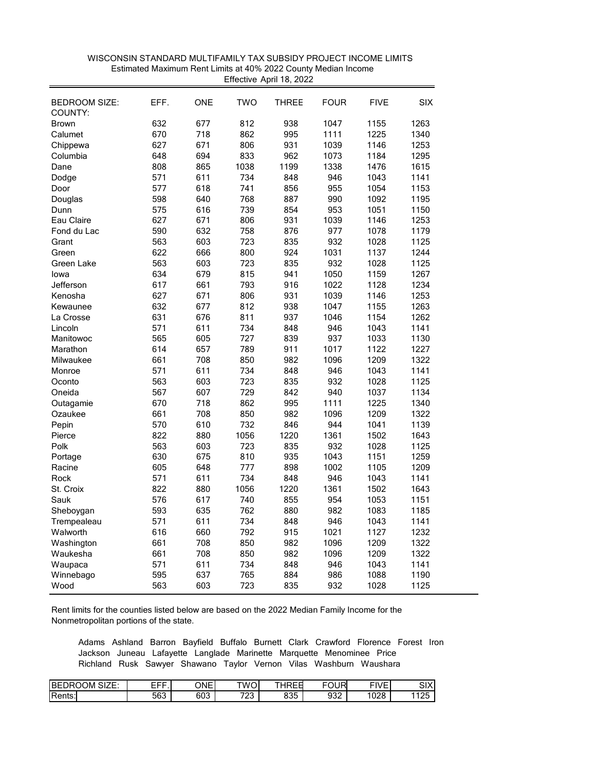WISCONSIN STANDARD MULTIFAMILY TAX SUBSIDY PROJECT INCOME LIMITS

Estimated Maximum Rent Limits at 40% 2022 County Median Income

Effective April 18, 2022

| BEDROOM SIZE: COUNTY: | EFF. | ONE | TWO | THREE | FOUR | FIVE | SIX |
|---|---|---|---|---|---|---|---|
| Brown | 632 | 677 | 812 | 938 | 1047 | 1155 | 1263 |
| Calumet | 670 | 718 | 862 | 995 | 1111 | 1225 | 1340 |
| Chippewa | 627 | 671 | 806 | 931 | 1039 | 1146 | 1253 |
| Columbia | 648 | 694 | 833 | 962 | 1073 | 1184 | 1295 |
| Dane | 808 | 865 | 1038 | 1199 | 1338 | 1476 | 1615 |
| Dodge | 571 | 611 | 734 | 848 | 946 | 1043 | 1141 |
| Door | 577 | 618 | 741 | 856 | 955 | 1054 | 1153 |
| Douglas | 598 | 640 | 768 | 887 | 990 | 1092 | 1195 |
| Dunn | 575 | 616 | 739 | 854 | 953 | 1051 | 1150 |
| Eau Claire | 627 | 671 | 806 | 931 | 1039 | 1146 | 1253 |
| Fond du Lac | 590 | 632 | 758 | 876 | 977 | 1078 | 1179 |
| Grant | 563 | 603 | 723 | 835 | 932 | 1028 | 1125 |
| Green | 622 | 666 | 800 | 924 | 1031 | 1137 | 1244 |
| Green Lake | 563 | 603 | 723 | 835 | 932 | 1028 | 1125 |
| Iowa | 634 | 679 | 815 | 941 | 1050 | 1159 | 1267 |
| Jefferson | 617 | 661 | 793 | 916 | 1022 | 1128 | 1234 |
| Kenosha | 627 | 671 | 806 | 931 | 1039 | 1146 | 1253 |
| Kewaunee | 632 | 677 | 812 | 938 | 1047 | 1155 | 1263 |
| La Crosse | 631 | 676 | 811 | 937 | 1046 | 1154 | 1262 |
| Lincoln | 571 | 611 | 734 | 848 | 946 | 1043 | 1141 |
| Manitowoc | 565 | 605 | 727 | 839 | 937 | 1033 | 1130 |
| Marathon | 614 | 657 | 789 | 911 | 1017 | 1122 | 1227 |
| Milwaukee | 661 | 708 | 850 | 982 | 1096 | 1209 | 1322 |
| Monroe | 571 | 611 | 734 | 848 | 946 | 1043 | 1141 |
| Oconto | 563 | 603 | 723 | 835 | 932 | 1028 | 1125 |
| Oneida | 567 | 607 | 729 | 842 | 940 | 1037 | 1134 |
| Outagamie | 670 | 718 | 862 | 995 | 1111 | 1225 | 1340 |
| Ozaukee | 661 | 708 | 850 | 982 | 1096 | 1209 | 1322 |
| Pepin | 570 | 610 | 732 | 846 | 944 | 1041 | 1139 |
| Pierce | 822 | 880 | 1056 | 1220 | 1361 | 1502 | 1643 |
| Polk | 563 | 603 | 723 | 835 | 932 | 1028 | 1125 |
| Portage | 630 | 675 | 810 | 935 | 1043 | 1151 | 1259 |
| Racine | 605 | 648 | 777 | 898 | 1002 | 1105 | 1209 |
| Rock | 571 | 611 | 734 | 848 | 946 | 1043 | 1141 |
| St. Croix | 822 | 880 | 1056 | 1220 | 1361 | 1502 | 1643 |
| Sauk | 576 | 617 | 740 | 855 | 954 | 1053 | 1151 |
| Sheboygan | 593 | 635 | 762 | 880 | 982 | 1083 | 1185 |
| Trempealeau | 571 | 611 | 734 | 848 | 946 | 1043 | 1141 |
| Walworth | 616 | 660 | 792 | 915 | 1021 | 1127 | 1232 |
| Washington | 661 | 708 | 850 | 982 | 1096 | 1209 | 1322 |
| Waukesha | 661 | 708 | 850 | 982 | 1096 | 1209 | 1322 |
| Waupaca | 571 | 611 | 734 | 848 | 946 | 1043 | 1141 |
| Winnebago | 595 | 637 | 765 | 884 | 986 | 1088 | 1190 |
| Wood | 563 | 603 | 723 | 835 | 932 | 1028 | 1125 |

Rent limits for the counties listed below are based on the 2022 Median Family Income for the Nonmetropolitan portions of the state.

Adams Ashland Barron Bayfield Buffalo Burnett Clark Crawford Florence Forest Iron Jackson Juneau Lafayette Langlade Marinette Marquette Menominee Price Richland Rusk Sawyer Shawano Taylor Vernon Vilas Washburn Waushara

| BEDROOM SIZE: | EFF. | ONE | TWO | THREE | FOUR | FIVE | SIX |
|---|---|---|---|---|---|---|---|
| Rents: | 563 | 603 | 723 | 835 | 932 | 1028 | 1125 |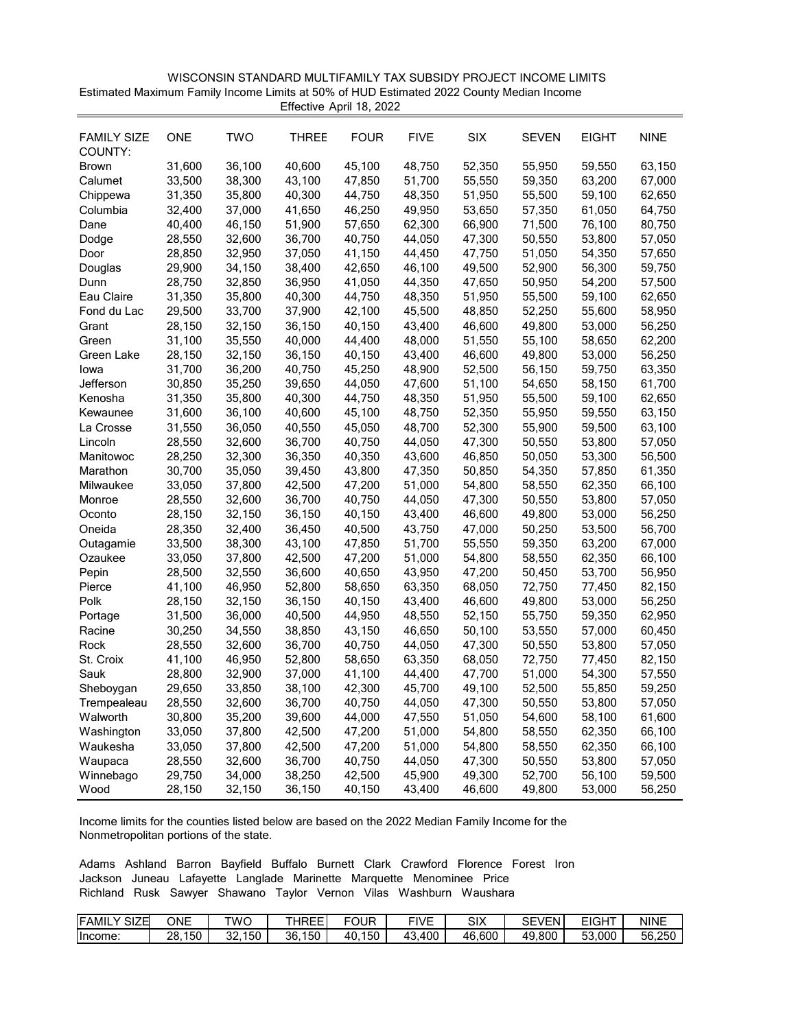WISCONSIN STANDARD MULTIFAMILY TAX SUBSIDY PROJECT INCOME LIMITS

Estimated Maximum Family Income Limits at 50% of HUD Estimated 2022 County Median Income

Effective April 18, 2022

| FAMILY SIZE | ONE | TWO | THREE | FOUR | FIVE | SIX | SEVEN | EIGHT | NINE |
|---|---|---|---|---|---|---|---|---|---|
| COUNTY: | | | | | | | | | |
| Brown | 31,600 | 36,100 | 40,600 | 45,100 | 48,750 | 52,350 | 55,950 | 59,550 | 63,150 |
| Calumet | 33,500 | 38,300 | 43,100 | 47,850 | 51,700 | 55,550 | 59,350 | 63,200 | 67,000 |
| Chippewa | 31,350 | 35,800 | 40,300 | 44,750 | 48,350 | 51,950 | 55,500 | 59,100 | 62,650 |
| Columbia | 32,400 | 37,000 | 41,650 | 46,250 | 49,950 | 53,650 | 57,350 | 61,050 | 64,750 |
| Dane | 40,400 | 46,150 | 51,900 | 57,650 | 62,300 | 66,900 | 71,500 | 76,100 | 80,750 |
| Dodge | 28,550 | 32,600 | 36,700 | 40,750 | 44,050 | 47,300 | 50,550 | 53,800 | 57,050 |
| Door | 28,850 | 32,950 | 37,050 | 41,150 | 44,450 | 47,750 | 51,050 | 54,350 | 57,650 |
| Douglas | 29,900 | 34,150 | 38,400 | 42,650 | 46,100 | 49,500 | 52,900 | 56,300 | 59,750 |
| Dunn | 28,750 | 32,850 | 36,950 | 41,050 | 44,350 | 47,650 | 50,950 | 54,200 | 57,500 |
| Eau Claire | 31,350 | 35,800 | 40,300 | 44,750 | 48,350 | 51,950 | 55,500 | 59,100 | 62,650 |
| Fond du Lac | 29,500 | 33,700 | 37,900 | 42,100 | 45,500 | 48,850 | 52,250 | 55,600 | 58,950 |
| Grant | 28,150 | 32,150 | 36,150 | 40,150 | 43,400 | 46,600 | 49,800 | 53,000 | 56,250 |
| Green | 31,100 | 35,550 | 40,000 | 44,400 | 48,000 | 51,550 | 55,100 | 58,650 | 62,200 |
| Green Lake | 28,150 | 32,150 | 36,150 | 40,150 | 43,400 | 46,600 | 49,800 | 53,000 | 56,250 |
| Iowa | 31,700 | 36,200 | 40,750 | 45,250 | 48,900 | 52,500 | 56,150 | 59,750 | 63,350 |
| Jefferson | 30,850 | 35,250 | 39,650 | 44,050 | 47,600 | 51,100 | 54,650 | 58,150 | 61,700 |
| Kenosha | 31,350 | 35,800 | 40,300 | 44,750 | 48,350 | 51,950 | 55,500 | 59,100 | 62,650 |
| Kewaunee | 31,600 | 36,100 | 40,600 | 45,100 | 48,750 | 52,350 | 55,950 | 59,550 | 63,150 |
| La Crosse | 31,550 | 36,050 | 40,550 | 45,050 | 48,700 | 52,300 | 55,900 | 59,500 | 63,100 |
| Lincoln | 28,550 | 32,600 | 36,700 | 40,750 | 44,050 | 47,300 | 50,550 | 53,800 | 57,050 |
| Manitowoc | 28,250 | 32,300 | 36,350 | 40,350 | 43,600 | 46,850 | 50,050 | 53,300 | 56,500 |
| Marathon | 30,700 | 35,050 | 39,450 | 43,800 | 47,350 | 50,850 | 54,350 | 57,850 | 61,350 |
| Milwaukee | 33,050 | 37,800 | 42,500 | 47,200 | 51,000 | 54,800 | 58,550 | 62,350 | 66,100 |
| Monroe | 28,550 | 32,600 | 36,700 | 40,750 | 44,050 | 47,300 | 50,550 | 53,800 | 57,050 |
| Oconto | 28,150 | 32,150 | 36,150 | 40,150 | 43,400 | 46,600 | 49,800 | 53,000 | 56,250 |
| Oneida | 28,350 | 32,400 | 36,450 | 40,500 | 43,750 | 47,000 | 50,250 | 53,500 | 56,700 |
| Outagamie | 33,500 | 38,300 | 43,100 | 47,850 | 51,700 | 55,550 | 59,350 | 63,200 | 67,000 |
| Ozaukee | 33,050 | 37,800 | 42,500 | 47,200 | 51,000 | 54,800 | 58,550 | 62,350 | 66,100 |
| Pepin | 28,500 | 32,550 | 36,600 | 40,650 | 43,950 | 47,200 | 50,450 | 53,700 | 56,950 |
| Pierce | 41,100 | 46,950 | 52,800 | 58,650 | 63,350 | 68,050 | 72,750 | 77,450 | 82,150 |
| Polk | 28,150 | 32,150 | 36,150 | 40,150 | 43,400 | 46,600 | 49,800 | 53,000 | 56,250 |
| Portage | 31,500 | 36,000 | 40,500 | 44,950 | 48,550 | 52,150 | 55,750 | 59,350 | 62,950 |
| Racine | 30,250 | 34,550 | 38,850 | 43,150 | 46,650 | 50,100 | 53,550 | 57,000 | 60,450 |
| Rock | 28,550 | 32,600 | 36,700 | 40,750 | 44,050 | 47,300 | 50,550 | 53,800 | 57,050 |
| St. Croix | 41,100 | 46,950 | 52,800 | 58,650 | 63,350 | 68,050 | 72,750 | 77,450 | 82,150 |
| Sauk | 28,800 | 32,900 | 37,000 | 41,100 | 44,400 | 47,700 | 51,000 | 54,300 | 57,550 |
| Sheboygan | 29,650 | 33,850 | 38,100 | 42,300 | 45,700 | 49,100 | 52,500 | 55,850 | 59,250 |
| Trempealeau | 28,550 | 32,600 | 36,700 | 40,750 | 44,050 | 47,300 | 50,550 | 53,800 | 57,050 |
| Walworth | 30,800 | 35,200 | 39,600 | 44,000 | 47,550 | 51,050 | 54,600 | 58,100 | 61,600 |
| Washington | 33,050 | 37,800 | 42,500 | 47,200 | 51,000 | 54,800 | 58,550 | 62,350 | 66,100 |
| Waukesha | 33,050 | 37,800 | 42,500 | 47,200 | 51,000 | 54,800 | 58,550 | 62,350 | 66,100 |
| Waupaca | 28,550 | 32,600 | 36,700 | 40,750 | 44,050 | 47,300 | 50,550 | 53,800 | 57,050 |
| Winnebago | 29,750 | 34,000 | 38,250 | 42,500 | 45,900 | 49,300 | 52,700 | 56,100 | 59,500 |
| Wood | 28,150 | 32,150 | 36,150 | 40,150 | 43,400 | 46,600 | 49,800 | 53,000 | 56,250 |

Income limits for the counties listed below are based on the 2022 Median Family Income for the Nonmetropolitan portions of the state.

Adams Ashland Barron Bayfield Buffalo Burnett Clark Crawford Florence Forest Iron Jackson Juneau Lafayette Langlade Marinette Marquette Menominee Price Richland Rusk Sawyer Shawano Taylor Vernon Vilas Washburn Waushara

| FAMILY SIZE | ONE | TWO | THREE | FOUR | FIVE | SIX | SEVEN | EIGHT | NINE |
|---|---|---|---|---|---|---|---|---|---|
| Income: | 28,150 | 32,150 | 36,150 | 40,150 | 43,400 | 46,600 | 49,800 | 53,000 | 56,250 |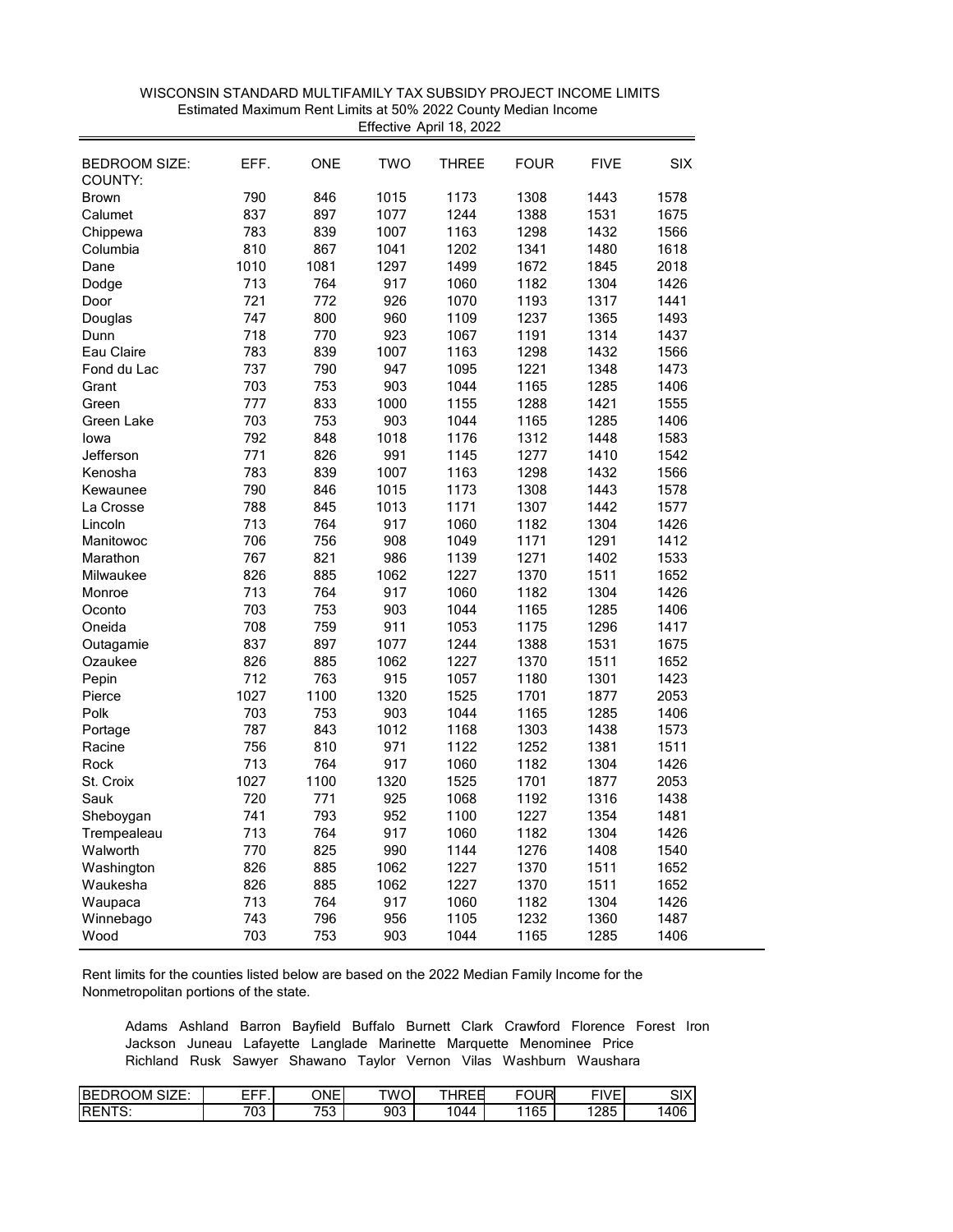# WISCONSIN STANDARD MULTIFAMILY TAX SUBSIDY PROJECT INCOME LIMITS

Estimated Maximum Rent Limits at 50% 2022 County Median Income

Effective April 18, 2022

| BEDROOM SIZE: COUNTY: | EFF. | ONE | TWO | THREE | FOUR | FIVE | SIX |
|---|---|---|---|---|---|---|---|
| Brown | 790 | 846 | 1015 | 1173 | 1308 | 1443 | 1578 |
| Calumet | 837 | 897 | 1077 | 1244 | 1388 | 1531 | 1675 |
| Chippewa | 783 | 839 | 1007 | 1163 | 1298 | 1432 | 1566 |
| Columbia | 810 | 867 | 1041 | 1202 | 1341 | 1480 | 1618 |
| Dane | 1010 | 1081 | 1297 | 1499 | 1672 | 1845 | 2018 |
| Dodge | 713 | 764 | 917 | 1060 | 1182 | 1304 | 1426 |
| Door | 721 | 772 | 926 | 1070 | 1193 | 1317 | 1441 |
| Douglas | 747 | 800 | 960 | 1109 | 1237 | 1365 | 1493 |
| Dunn | 718 | 770 | 923 | 1067 | 1191 | 1314 | 1437 |
| Eau Claire | 783 | 839 | 1007 | 1163 | 1298 | 1432 | 1566 |
| Fond du Lac | 737 | 790 | 947 | 1095 | 1221 | 1348 | 1473 |
| Grant | 703 | 753 | 903 | 1044 | 1165 | 1285 | 1406 |
| Green | 777 | 833 | 1000 | 1155 | 1288 | 1421 | 1555 |
| Green Lake | 703 | 753 | 903 | 1044 | 1165 | 1285 | 1406 |
| Iowa | 792 | 848 | 1018 | 1176 | 1312 | 1448 | 1583 |
| Jefferson | 771 | 826 | 991 | 1145 | 1277 | 1410 | 1542 |
| Kenosha | 783 | 839 | 1007 | 1163 | 1298 | 1432 | 1566 |
| Kewaunee | 790 | 846 | 1015 | 1173 | 1308 | 1443 | 1578 |
| La Crosse | 788 | 845 | 1013 | 1171 | 1307 | 1442 | 1577 |
| Lincoln | 713 | 764 | 917 | 1060 | 1182 | 1304 | 1426 |
| Manitowoc | 706 | 756 | 908 | 1049 | 1171 | 1291 | 1412 |
| Marathon | 767 | 821 | 986 | 1139 | 1271 | 1402 | 1533 |
| Milwaukee | 826 | 885 | 1062 | 1227 | 1370 | 1511 | 1652 |
| Monroe | 713 | 764 | 917 | 1060 | 1182 | 1304 | 1426 |
| Oconto | 703 | 753 | 903 | 1044 | 1165 | 1285 | 1406 |
| Oneida | 708 | 759 | 911 | 1053 | 1175 | 1296 | 1417 |
| Outagamie | 837 | 897 | 1077 | 1244 | 1388 | 1531 | 1675 |
| Ozaukee | 826 | 885 | 1062 | 1227 | 1370 | 1511 | 1652 |
| Pepin | 712 | 763 | 915 | 1057 | 1180 | 1301 | 1423 |
| Pierce | 1027 | 1100 | 1320 | 1525 | 1701 | 1877 | 2053 |
| Polk | 703 | 753 | 903 | 1044 | 1165 | 1285 | 1406 |
| Portage | 787 | 843 | 1012 | 1168 | 1303 | 1438 | 1573 |
| Racine | 756 | 810 | 971 | 1122 | 1252 | 1381 | 1511 |
| Rock | 713 | 764 | 917 | 1060 | 1182 | 1304 | 1426 |
| St. Croix | 1027 | 1100 | 1320 | 1525 | 1701 | 1877 | 2053 |
| Sauk | 720 | 771 | 925 | 1068 | 1192 | 1316 | 1438 |
| Sheboygan | 741 | 793 | 952 | 1100 | 1227 | 1354 | 1481 |
| Trempealeau | 713 | 764 | 917 | 1060 | 1182 | 1304 | 1426 |
| Walworth | 770 | 825 | 990 | 1144 | 1276 | 1408 | 1540 |
| Washington | 826 | 885 | 1062 | 1227 | 1370 | 1511 | 1652 |
| Waukesha | 826 | 885 | 1062 | 1227 | 1370 | 1511 | 1652 |
| Waupaca | 713 | 764 | 917 | 1060 | 1182 | 1304 | 1426 |
| Winnebago | 743 | 796 | 956 | 1105 | 1232 | 1360 | 1487 |
| Wood | 703 | 753 | 903 | 1044 | 1165 | 1285 | 1406 |

Rent limits for the counties listed below are based on the 2022 Median Family Income for the Nonmetropolitan portions of the state.

Adams Ashland Barron Bayfield Buffalo Burnett Clark Crawford Florence Forest Iron Jackson Juneau Lafayette Langlade Marinette Marquette Menominee Price Richland Rusk Sawyer Shawano Taylor Vernon Vilas Washburn Waushara

| BEDROOM SIZE: | EFF. | ONE | TWO | THREE | FOUR | FIVE | SIX |
|---|---|---|---|---|---|---|---|
| RENTS: | 703 | 753 | 903 | 1044 | 1165 | 1285 | 1406 |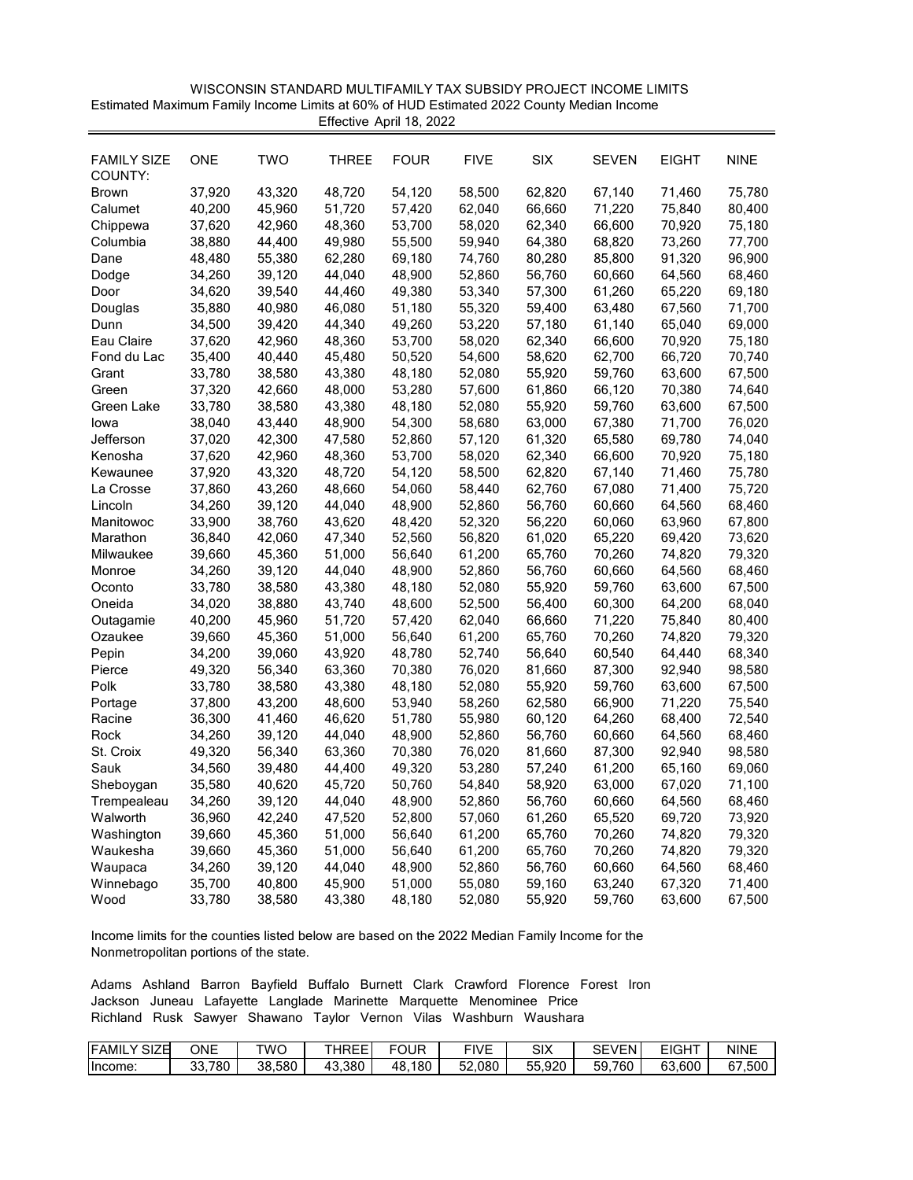WISCONSIN STANDARD MULTIFAMILY TAX SUBSIDY PROJECT INCOME LIMITS

Estimated Maximum Family Income Limits at 60% of HUD Estimated 2022 County Median Income

Effective April 18, 2022

| FAMILY SIZE COUNTY: | ONE | TWO | THREE | FOUR | FIVE | SIX | SEVEN | EIGHT | NINE |
|---|---|---|---|---|---|---|---|---|---|
| Brown | 37,920 | 43,320 | 48,720 | 54,120 | 58,500 | 62,820 | 67,140 | 71,460 | 75,780 |
| Calumet | 40,200 | 45,960 | 51,720 | 57,420 | 62,040 | 66,660 | 71,220 | 75,840 | 80,400 |
| Chippewa | 37,620 | 42,960 | 48,360 | 53,700 | 58,020 | 62,340 | 66,600 | 70,920 | 75,180 |
| Columbia | 38,880 | 44,400 | 49,980 | 55,500 | 59,940 | 64,380 | 68,820 | 73,260 | 77,700 |
| Dane | 48,480 | 55,380 | 62,280 | 69,180 | 74,760 | 80,280 | 85,800 | 91,320 | 96,900 |
| Dodge | 34,260 | 39,120 | 44,040 | 48,900 | 52,860 | 56,760 | 60,660 | 64,560 | 68,460 |
| Door | 34,620 | 39,540 | 44,460 | 49,380 | 53,340 | 57,300 | 61,260 | 65,220 | 69,180 |
| Douglas | 35,880 | 40,980 | 46,080 | 51,180 | 55,320 | 59,400 | 63,480 | 67,560 | 71,700 |
| Dunn | 34,500 | 39,420 | 44,340 | 49,260 | 53,220 | 57,180 | 61,140 | 65,040 | 69,000 |
| Eau Claire | 37,620 | 42,960 | 48,360 | 53,700 | 58,020 | 62,340 | 66,600 | 70,920 | 75,180 |
| Fond du Lac | 35,400 | 40,440 | 45,480 | 50,520 | 54,600 | 58,620 | 62,700 | 66,720 | 70,740 |
| Grant | 33,780 | 38,580 | 43,380 | 48,180 | 52,080 | 55,920 | 59,760 | 63,600 | 67,500 |
| Green | 37,320 | 42,660 | 48,000 | 53,280 | 57,600 | 61,860 | 66,120 | 70,380 | 74,640 |
| Green Lake | 33,780 | 38,580 | 43,380 | 48,180 | 52,080 | 55,920 | 59,760 | 63,600 | 67,500 |
| Iowa | 38,040 | 43,440 | 48,900 | 54,300 | 58,680 | 63,000 | 67,380 | 71,700 | 76,020 |
| Jefferson | 37,020 | 42,300 | 47,580 | 52,860 | 57,120 | 61,320 | 65,580 | 69,780 | 74,040 |
| Kenosha | 37,620 | 42,960 | 48,360 | 53,700 | 58,020 | 62,340 | 66,600 | 70,920 | 75,180 |
| Kewaunee | 37,920 | 43,320 | 48,720 | 54,120 | 58,500 | 62,820 | 67,140 | 71,460 | 75,780 |
| La Crosse | 37,860 | 43,260 | 48,660 | 54,060 | 58,440 | 62,760 | 67,080 | 71,400 | 75,720 |
| Lincoln | 34,260 | 39,120 | 44,040 | 48,900 | 52,860 | 56,760 | 60,660 | 64,560 | 68,460 |
| Manitowoc | 33,900 | 38,760 | 43,620 | 48,420 | 52,320 | 56,220 | 60,060 | 63,960 | 67,800 |
| Marathon | 36,840 | 42,060 | 47,340 | 52,560 | 56,820 | 61,020 | 65,220 | 69,420 | 73,620 |
| Milwaukee | 39,660 | 45,360 | 51,000 | 56,640 | 61,200 | 65,760 | 70,260 | 74,820 | 79,320 |
| Monroe | 34,260 | 39,120 | 44,040 | 48,900 | 52,860 | 56,760 | 60,660 | 64,560 | 68,460 |
| Oconto | 33,780 | 38,580 | 43,380 | 48,180 | 52,080 | 55,920 | 59,760 | 63,600 | 67,500 |
| Oneida | 34,020 | 38,880 | 43,740 | 48,600 | 52,500 | 56,400 | 60,300 | 64,200 | 68,040 |
| Outagamie | 40,200 | 45,960 | 51,720 | 57,420 | 62,040 | 66,660 | 71,220 | 75,840 | 80,400 |
| Ozaukee | 39,660 | 45,360 | 51,000 | 56,640 | 61,200 | 65,760 | 70,260 | 74,820 | 79,320 |
| Pepin | 34,200 | 39,060 | 43,920 | 48,780 | 52,740 | 56,640 | 60,540 | 64,440 | 68,340 |
| Pierce | 49,320 | 56,340 | 63,360 | 70,380 | 76,020 | 81,660 | 87,300 | 92,940 | 98,580 |
| Polk | 33,780 | 38,580 | 43,380 | 48,180 | 52,080 | 55,920 | 59,760 | 63,600 | 67,500 |
| Portage | 37,800 | 43,200 | 48,600 | 53,940 | 58,260 | 62,580 | 66,900 | 71,220 | 75,540 |
| Racine | 36,300 | 41,460 | 46,620 | 51,780 | 55,980 | 60,120 | 64,260 | 68,400 | 72,540 |
| Rock | 34,260 | 39,120 | 44,040 | 48,900 | 52,860 | 56,760 | 60,660 | 64,560 | 68,460 |
| St. Croix | 49,320 | 56,340 | 63,360 | 70,380 | 76,020 | 81,660 | 87,300 | 92,940 | 98,580 |
| Sauk | 34,560 | 39,480 | 44,400 | 49,320 | 53,280 | 57,240 | 61,200 | 65,160 | 69,060 |
| Sheboygan | 35,580 | 40,620 | 45,720 | 50,760 | 54,840 | 58,920 | 63,000 | 67,020 | 71,100 |
| Trempealeau | 34,260 | 39,120 | 44,040 | 48,900 | 52,860 | 56,760 | 60,660 | 64,560 | 68,460 |
| Walworth | 36,960 | 42,240 | 47,520 | 52,800 | 57,060 | 61,260 | 65,520 | 69,720 | 73,920 |
| Washington | 39,660 | 45,360 | 51,000 | 56,640 | 61,200 | 65,760 | 70,260 | 74,820 | 79,320 |
| Waukesha | 39,660 | 45,360 | 51,000 | 56,640 | 61,200 | 65,760 | 70,260 | 74,820 | 79,320 |
| Waupaca | 34,260 | 39,120 | 44,040 | 48,900 | 52,860 | 56,760 | 60,660 | 64,560 | 68,460 |
| Winnebago | 35,700 | 40,800 | 45,900 | 51,000 | 55,080 | 59,160 | 63,240 | 67,320 | 71,400 |
| Wood | 33,780 | 38,580 | 43,380 | 48,180 | 52,080 | 55,920 | 59,760 | 63,600 | 67,500 |

Income limits for the counties listed below are based on the 2022 Median Family Income for the Nonmetropolitan portions of the state.

Adams Ashland Barron Bayfield Buffalo Burnett Clark Crawford Florence Forest Iron Jackson Juneau Lafayette Langlade Marinette Marquette Menominee Price Richland Rusk Sawyer Shawano Taylor Vernon Vilas Washburn Waushara

| FAMILY SIZE | ONE | TWO | THREE | FOUR | FIVE | SIX | SEVEN | EIGHT | NINE |
|---|---|---|---|---|---|---|---|---|---|
| Income: | 33,780 | 38,580 | 43,380 | 48,180 | 52,080 | 55,920 | 59,760 | 63,600 | 67,500 |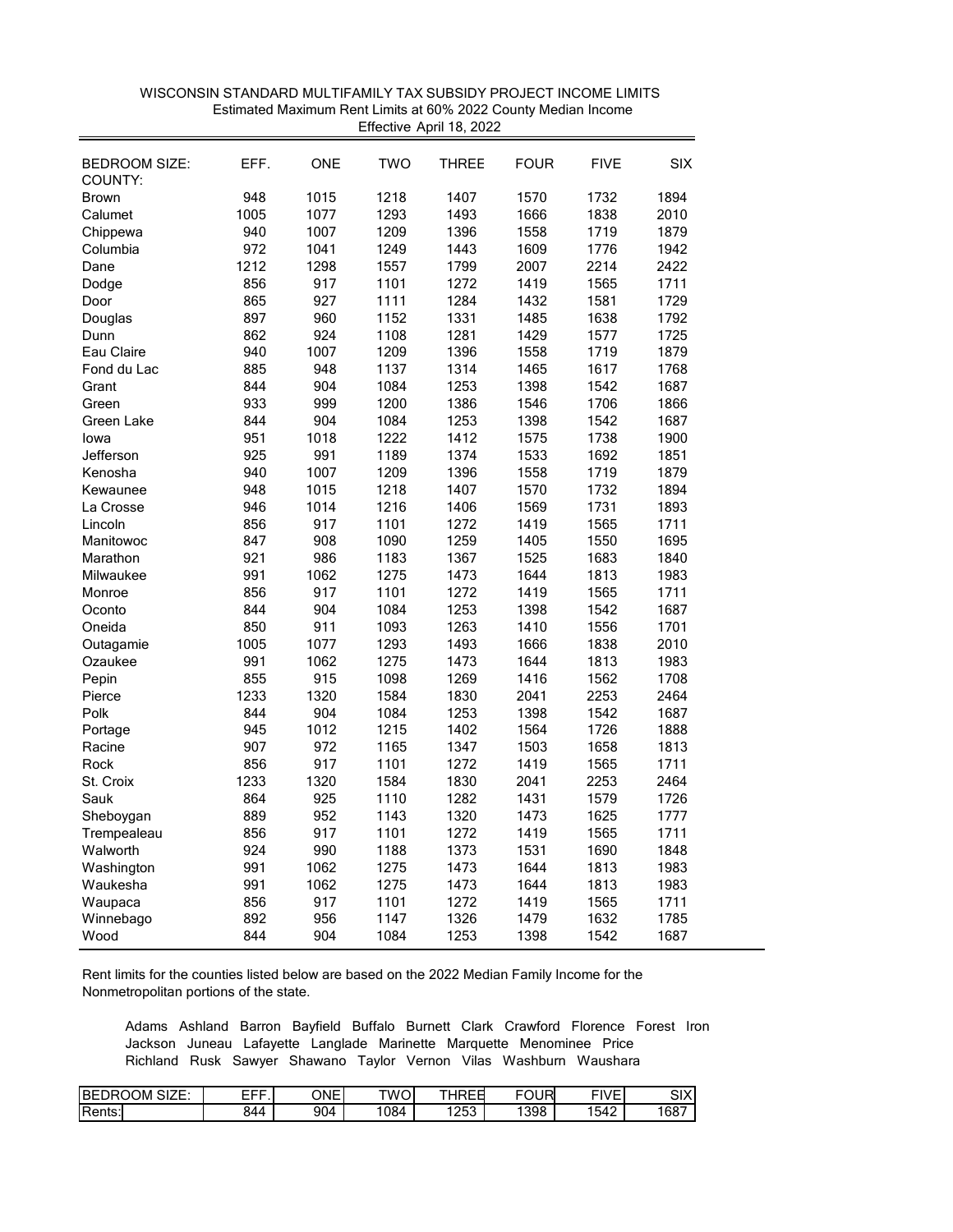WISCONSIN STANDARD MULTIFAMILY TAX SUBSIDY PROJECT INCOME LIMITS
Estimated Maximum Rent Limits at 60% 2022 County Median Income
Effective April 18, 2022

| BEDROOM SIZE: | EFF. | ONE | TWO | THREE | FOUR | FIVE | SIX |
|---|---|---|---|---|---|---|---|
| COUNTY: | | | | | | | |
| Brown | 948 | 1015 | 1218 | 1407 | 1570 | 1732 | 1894 |
| Calumet | 1005 | 1077 | 1293 | 1493 | 1666 | 1838 | 2010 |
| Chippewa | 940 | 1007 | 1209 | 1396 | 1558 | 1719 | 1879 |
| Columbia | 972 | 1041 | 1249 | 1443 | 1609 | 1776 | 1942 |
| Dane | 1212 | 1298 | 1557 | 1799 | 2007 | 2214 | 2422 |
| Dodge | 856 | 917 | 1101 | 1272 | 1419 | 1565 | 1711 |
| Door | 865 | 927 | 1111 | 1284 | 1432 | 1581 | 1729 |
| Douglas | 897 | 960 | 1152 | 1331 | 1485 | 1638 | 1792 |
| Dunn | 862 | 924 | 1108 | 1281 | 1429 | 1577 | 1725 |
| Eau Claire | 940 | 1007 | 1209 | 1396 | 1558 | 1719 | 1879 |
| Fond du Lac | 885 | 948 | 1137 | 1314 | 1465 | 1617 | 1768 |
| Grant | 844 | 904 | 1084 | 1253 | 1398 | 1542 | 1687 |
| Green | 933 | 999 | 1200 | 1386 | 1546 | 1706 | 1866 |
| Green Lake | 844 | 904 | 1084 | 1253 | 1398 | 1542 | 1687 |
| Iowa | 951 | 1018 | 1222 | 1412 | 1575 | 1738 | 1900 |
| Jefferson | 925 | 991 | 1189 | 1374 | 1533 | 1692 | 1851 |
| Kenosha | 940 | 1007 | 1209 | 1396 | 1558 | 1719 | 1879 |
| Kewaunee | 948 | 1015 | 1218 | 1407 | 1570 | 1732 | 1894 |
| La Crosse | 946 | 1014 | 1216 | 1406 | 1569 | 1731 | 1893 |
| Lincoln | 856 | 917 | 1101 | 1272 | 1419 | 1565 | 1711 |
| Manitowoc | 847 | 908 | 1090 | 1259 | 1405 | 1550 | 1695 |
| Marathon | 921 | 986 | 1183 | 1367 | 1525 | 1683 | 1840 |
| Milwaukee | 991 | 1062 | 1275 | 1473 | 1644 | 1813 | 1983 |
| Monroe | 856 | 917 | 1101 | 1272 | 1419 | 1565 | 1711 |
| Oconto | 844 | 904 | 1084 | 1253 | 1398 | 1542 | 1687 |
| Oneida | 850 | 911 | 1093 | 1263 | 1410 | 1556 | 1701 |
| Outagamie | 1005 | 1077 | 1293 | 1493 | 1666 | 1838 | 2010 |
| Ozaukee | 991 | 1062 | 1275 | 1473 | 1644 | 1813 | 1983 |
| Pepin | 855 | 915 | 1098 | 1269 | 1416 | 1562 | 1708 |
| Pierce | 1233 | 1320 | 1584 | 1830 | 2041 | 2253 | 2464 |
| Polk | 844 | 904 | 1084 | 1253 | 1398 | 1542 | 1687 |
| Portage | 945 | 1012 | 1215 | 1402 | 1564 | 1726 | 1888 |
| Racine | 907 | 972 | 1165 | 1347 | 1503 | 1658 | 1813 |
| Rock | 856 | 917 | 1101 | 1272 | 1419 | 1565 | 1711 |
| St. Croix | 1233 | 1320 | 1584 | 1830 | 2041 | 2253 | 2464 |
| Sauk | 864 | 925 | 1110 | 1282 | 1431 | 1579 | 1726 |
| Sheboygan | 889 | 952 | 1143 | 1320 | 1473 | 1625 | 1777 |
| Trempealeau | 856 | 917 | 1101 | 1272 | 1419 | 1565 | 1711 |
| Walworth | 924 | 990 | 1188 | 1373 | 1531 | 1690 | 1848 |
| Washington | 991 | 1062 | 1275 | 1473 | 1644 | 1813 | 1983 |
| Waukesha | 991 | 1062 | 1275 | 1473 | 1644 | 1813 | 1983 |
| Waupaca | 856 | 917 | 1101 | 1272 | 1419 | 1565 | 1711 |
| Winnebago | 892 | 956 | 1147 | 1326 | 1479 | 1632 | 1785 |
| Wood | 844 | 904 | 1084 | 1253 | 1398 | 1542 | 1687 |

Rent limits for the counties listed below are based on the 2022 Median Family Income for the Nonmetropolitan portions of the state.

Adams Ashland Barron Bayfield Buffalo Burnett Clark Crawford Florence Forest Iron Jackson Juneau Lafayette Langlade Marinette Marquette Menominee Price Richland Rusk Sawyer Shawano Taylor Vernon Vilas Washburn Waushara

| BEDROOM SIZE: | EFF. | ONE | TWO | THREE | FOUR | FIVE | SIX |
|---|---|---|---|---|---|---|---|
| Rents: | 844 | 904 | 1084 | 1253 | 1398 | 1542 | 1687 |